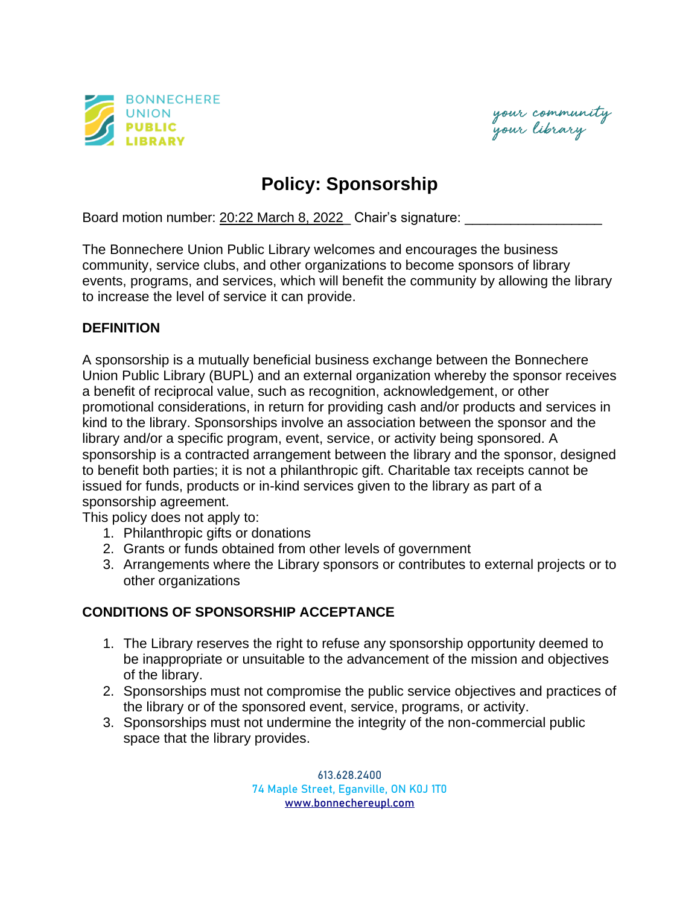BONNECHERE UNION PUBLIC LIBRARY

*your community your library*

# Policy: Sponsorship

Board motion number: 20:22 March 8, 2022 Chair's signature: ___________________

The Bonnechere Union Public Library welcomes and encourages the business community, service clubs, and other organizations to become sponsors of library events, programs, and services, which will benefit the community by allowing the library to increase the level of service it can provide.

## DEFINITION

A sponsorship is a mutually beneficial business exchange between the Bonnechere Union Public Library (BUPL) and an external organization whereby the sponsor receives a benefit of reciprocal value, such as recognition, acknowledgement, or other promotional considerations, in return for providing cash and/or products and services in kind to the library. Sponsorships involve an association between the sponsor and the library and/or a specific program, event, service, or activity being sponsored. A sponsorship is a contracted arrangement between the library and the sponsor, designed to benefit both parties; it is not a philanthropic gift. Charitable tax receipts cannot be issued for funds, products or in-kind services given to the library as part of a sponsorship agreement.

This policy does not apply to:

1. Philanthropic gifts or donations
2. Grants or funds obtained from other levels of government
3. Arrangements where the Library sponsors or contributes to external projects or to other organizations

## CONDITIONS OF SPONSORSHIP ACCEPTANCE

1. The Library reserves the right to refuse any sponsorship opportunity deemed to be inappropriate or unsuitable to the advancement of the mission and objectives of the library.
2. Sponsorships must not compromise the public service objectives and practices of the library or of the sponsored event, service, programs, or activity.
3. Sponsorships must not undermine the integrity of the non-commercial public space that the library provides.

613.628.2400
74 Maple Street, Eganville, ON K0J 1T0
www.bonnechereupl.com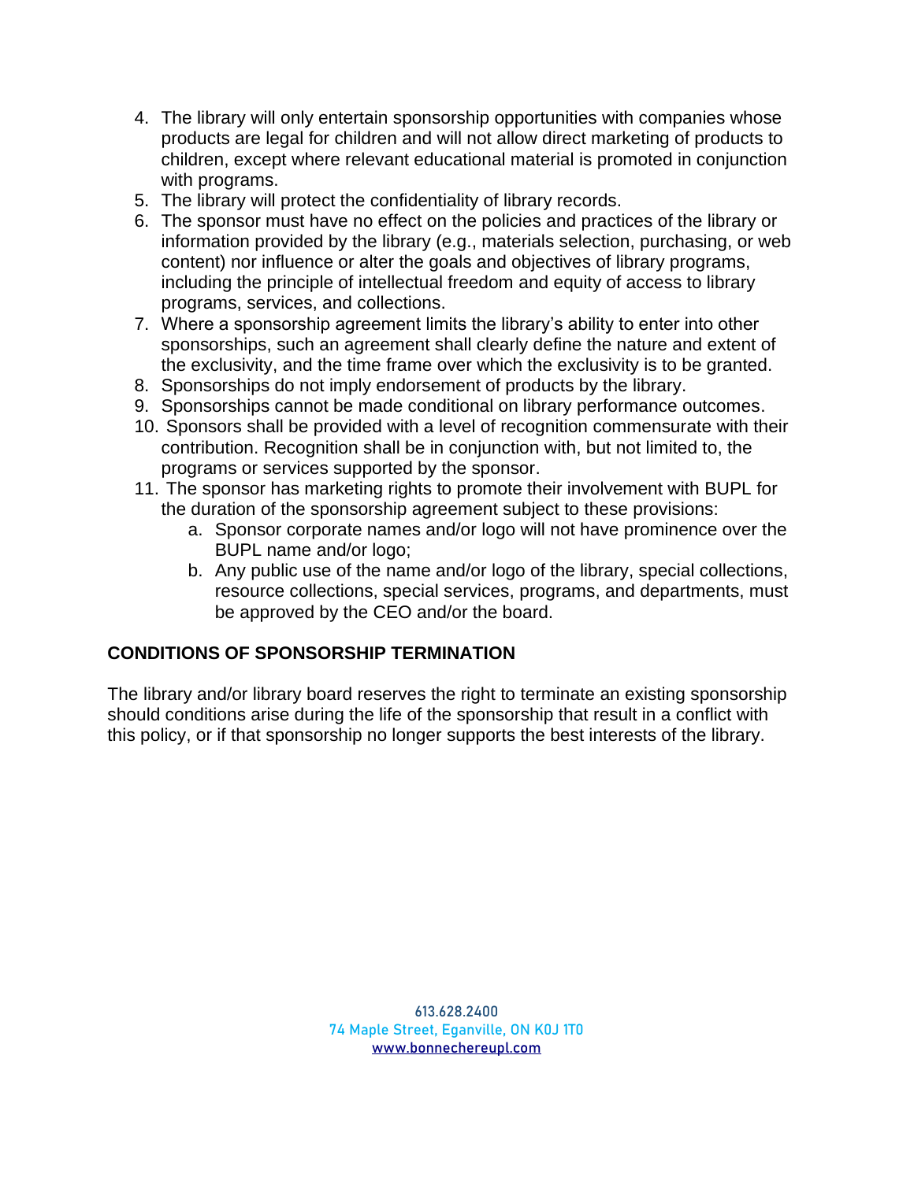4. The library will only entertain sponsorship opportunities with companies whose products are legal for children and will not allow direct marketing of products to children, except where relevant educational material is promoted in conjunction with programs.
5. The library will protect the confidentiality of library records.
6. The sponsor must have no effect on the policies and practices of the library or information provided by the library (e.g., materials selection, purchasing, or web content) nor influence or alter the goals and objectives of library programs, including the principle of intellectual freedom and equity of access to library programs, services, and collections.
7. Where a sponsorship agreement limits the library's ability to enter into other sponsorships, such an agreement shall clearly define the nature and extent of the exclusivity, and the time frame over which the exclusivity is to be granted.
8. Sponsorships do not imply endorsement of products by the library.
9. Sponsorships cannot be made conditional on library performance outcomes.
10. Sponsors shall be provided with a level of recognition commensurate with their contribution. Recognition shall be in conjunction with, but not limited to, the programs or services supported by the sponsor.
11. The sponsor has marketing rights to promote their involvement with BUPL for the duration of the sponsorship agreement subject to these provisions:
    a. Sponsor corporate names and/or logo will not have prominence over the BUPL name and/or logo;
    b. Any public use of the name and/or logo of the library, special collections, resource collections, special services, programs, and departments, must be approved by the CEO and/or the board.

**CONDITIONS OF SPONSORSHIP TERMINATION**

The library and/or library board reserves the right to terminate an existing sponsorship should conditions arise during the life of the sponsorship that result in a conflict with this policy, or if that sponsorship no longer supports the best interests of the library.